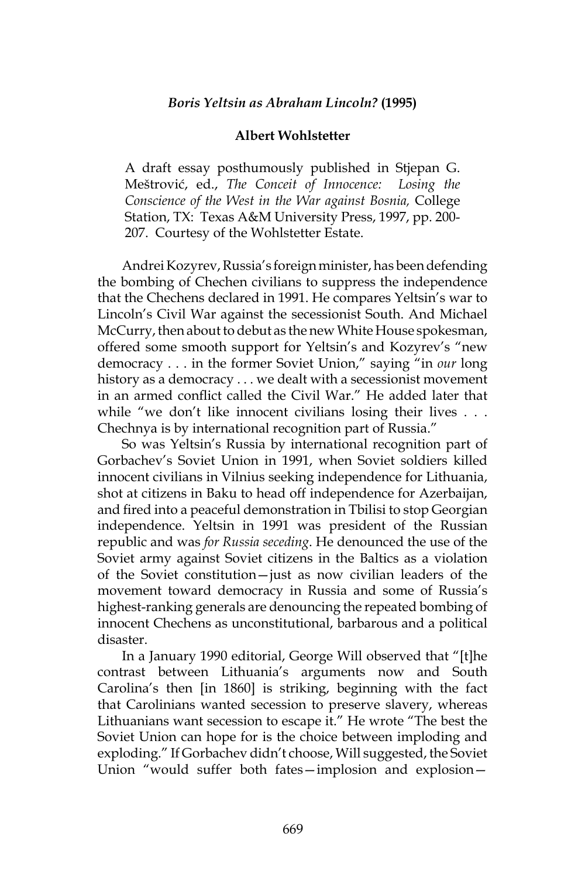### *Boris Yeltsin as Abraham Lincoln?* (1995)

**Albert Wohlstetter**

> A draft essay posthumously published in Stjepan G. Meštrović, ed., *The Conceit of Innocence: Losing the Conscience of the West in the War against Bosnia,* College Station, TX: Texas A&M University Press, 1997, pp. 200-207. Courtesy of the Wohlstetter Estate.

Andrei Kozyrev, Russia's foreign minister, has been defending the bombing of Chechen civilians to suppress the independence that the Chechens declared in 1991. He compares Yeltsin's war to Lincoln's Civil War against the secessionist South. And Michael McCurry, then about to debut as the new White House spokesman, offered some smooth support for Yeltsin's and Kozyrev's "new democracy . . . in the former Soviet Union," saying "in *our* long history as a democracy . . . we dealt with a secessionist movement in an armed conflict called the Civil War." He added later that while "we don't like innocent civilians losing their lives . . . Chechnya is by international recognition part of Russia."

So was Yeltsin's Russia by international recognition part of Gorbachev's Soviet Union in 1991, when Soviet soldiers killed innocent civilians in Vilnius seeking independence for Lithuania, shot at citizens in Baku to head off independence for Azerbaijan, and fired into a peaceful demonstration in Tbilisi to stop Georgian independence. Yeltsin in 1991 was president of the Russian republic and was *for Russia seceding*. He denounced the use of the Soviet army against Soviet citizens in the Baltics as a violation of the Soviet constitution—just as now civilian leaders of the movement toward democracy in Russia and some of Russia's highest-ranking generals are denouncing the repeated bombing of innocent Chechens as unconstitutional, barbarous and a political disaster.

In a January 1990 editorial, George Will observed that "[t]he contrast between Lithuania's arguments now and South Carolina's then [in 1860] is striking, beginning with the fact that Carolinians wanted secession to preserve slavery, whereas Lithuanians want secession to escape it." He wrote "The best the Soviet Union can hope for is the choice between imploding and exploding." If Gorbachev didn't choose, Will suggested, the Soviet Union "would suffer both fates—implosion and explosion—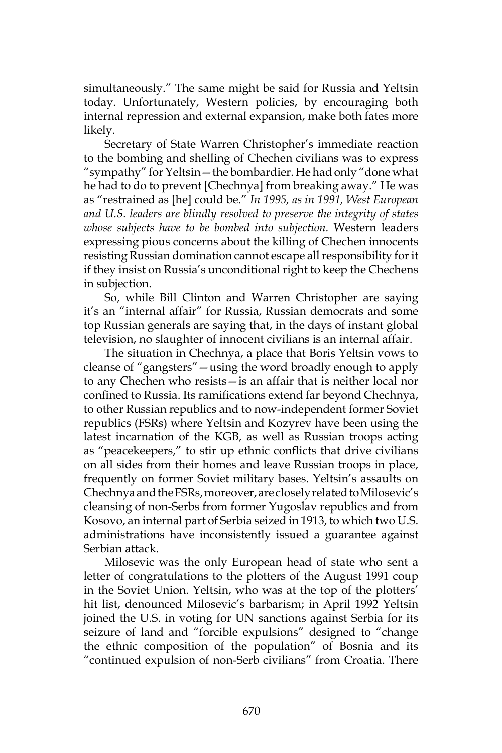simultaneously." The same might be said for Russia and Yeltsin today. Unfortunately, Western policies, by encouraging both internal repression and external expansion, make both fates more likely.

Secretary of State Warren Christopher's immediate reaction to the bombing and shelling of Chechen civilians was to express "sympathy" for Yeltsin—the bombardier. He had only "done what he had to do to prevent [Chechnya] from breaking away." He was as "restrained as [he] could be." *In 1995, as in 1991, West European and U.S. leaders are blindly resolved to preserve the integrity of states whose subjects have to be bombed into subjection.* Western leaders expressing pious concerns about the killing of Chechen innocents resisting Russian domination cannot escape all responsibility for it if they insist on Russia's unconditional right to keep the Chechens in subjection.

So, while Bill Clinton and Warren Christopher are saying it's an "internal affair" for Russia, Russian democrats and some top Russian generals are saying that, in the days of instant global television, no slaughter of innocent civilians is an internal affair.

The situation in Chechnya, a place that Boris Yeltsin vows to cleanse of "gangsters"—using the word broadly enough to apply to any Chechen who resists—is an affair that is neither local nor confined to Russia. Its ramifications extend far beyond Chechnya, to other Russian republics and to now-independent former Soviet republics (FSRs) where Yeltsin and Kozyrev have been using the latest incarnation of the KGB, as well as Russian troops acting as "peacekeepers," to stir up ethnic conflicts that drive civilians on all sides from their homes and leave Russian troops in place, frequently on former Soviet military bases. Yeltsin's assaults on Chechnya and the FSRs, moreover, are closely related to Milosevic's cleansing of non-Serbs from former Yugoslav republics and from Kosovo, an internal part of Serbia seized in 1913, to which two U.S. administrations have inconsistently issued a guarantee against Serbian attack.

Milosevic was the only European head of state who sent a letter of congratulations to the plotters of the August 1991 coup in the Soviet Union. Yeltsin, who was at the top of the plotters' hit list, denounced Milosevic's barbarism; in April 1992 Yeltsin joined the U.S. in voting for UN sanctions against Serbia for its seizure of land and "forcible expulsions" designed to "change the ethnic composition of the population" of Bosnia and its "continued expulsion of non-Serb civilians" from Croatia. There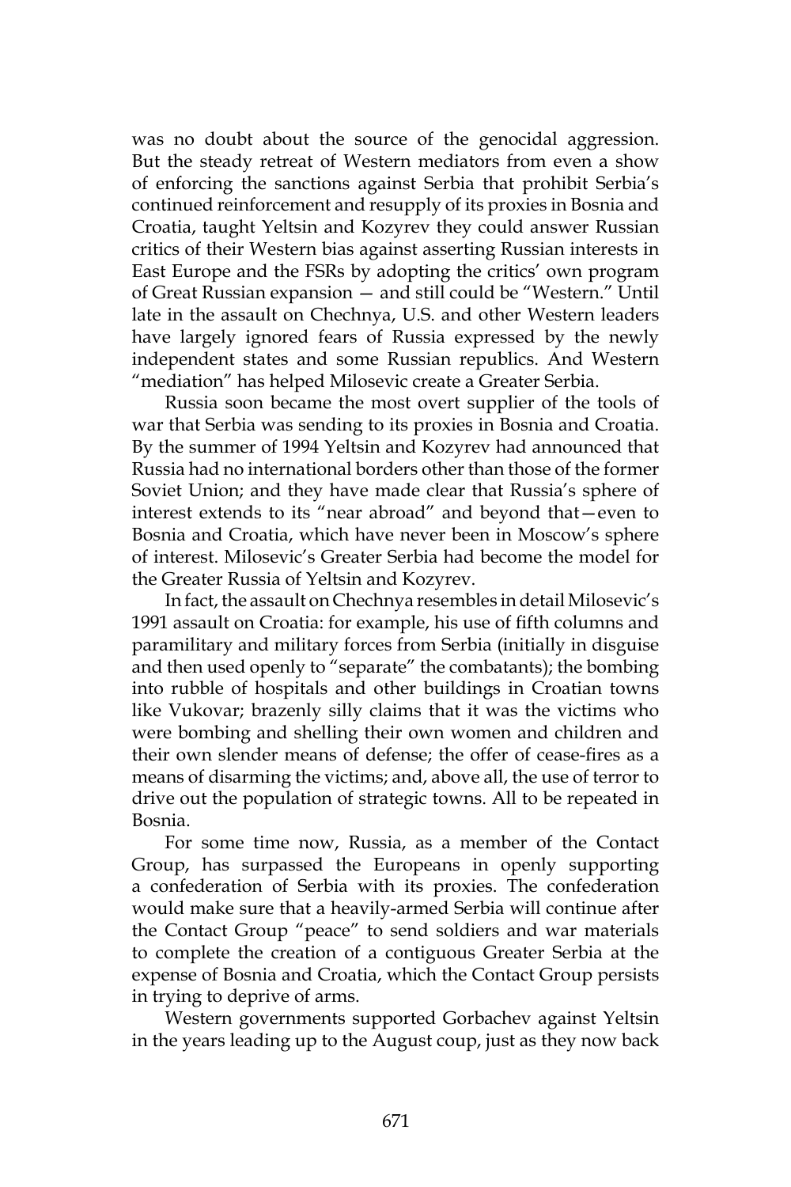was no doubt about the source of the genocidal aggression. But the steady retreat of Western mediators from even a show of enforcing the sanctions against Serbia that prohibit Serbia's continued reinforcement and resupply of its proxies in Bosnia and Croatia, taught Yeltsin and Kozyrev they could answer Russian critics of their Western bias against asserting Russian interests in East Europe and the FSRs by adopting the critics' own program of Great Russian expansion — and still could be "Western." Until late in the assault on Chechnya, U.S. and other Western leaders have largely ignored fears of Russia expressed by the newly independent states and some Russian republics. And Western "mediation" has helped Milosevic create a Greater Serbia.

Russia soon became the most overt supplier of the tools of war that Serbia was sending to its proxies in Bosnia and Croatia. By the summer of 1994 Yeltsin and Kozyrev had announced that Russia had no international borders other than those of the former Soviet Union; and they have made clear that Russia's sphere of interest extends to its "near abroad" and beyond that—even to Bosnia and Croatia, which have never been in Moscow's sphere of interest. Milosevic's Greater Serbia had become the model for the Greater Russia of Yeltsin and Kozyrev.

In fact, the assault on Chechnya resembles in detail Milosevic's 1991 assault on Croatia: for example, his use of fifth columns and paramilitary and military forces from Serbia (initially in disguise and then used openly to "separate" the combatants); the bombing into rubble of hospitals and other buildings in Croatian towns like Vukovar; brazenly silly claims that it was the victims who were bombing and shelling their own women and children and their own slender means of defense; the offer of cease-fires as a means of disarming the victims; and, above all, the use of terror to drive out the population of strategic towns. All to be repeated in Bosnia.

For some time now, Russia, as a member of the Contact Group, has surpassed the Europeans in openly supporting a confederation of Serbia with its proxies. The confederation would make sure that a heavily-armed Serbia will continue after the Contact Group "peace" to send soldiers and war materials to complete the creation of a contiguous Greater Serbia at the expense of Bosnia and Croatia, which the Contact Group persists in trying to deprive of arms.

Western governments supported Gorbachev against Yeltsin in the years leading up to the August coup, just as they now back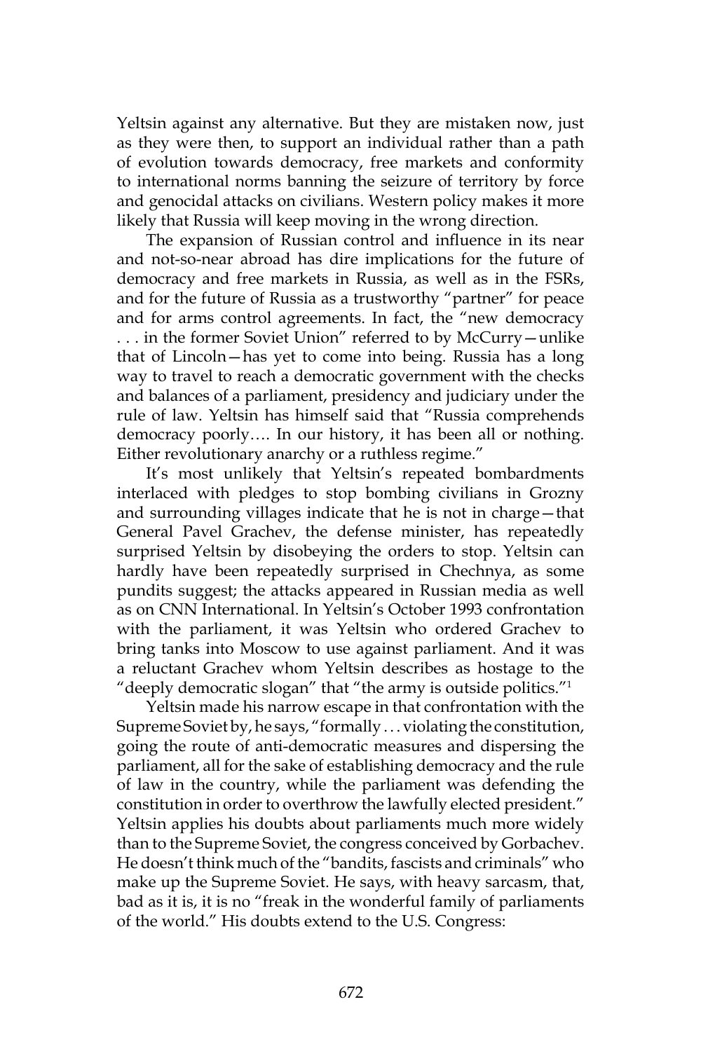Yeltsin against any alternative. But they are mistaken now, just as they were then, to support an individual rather than a path of evolution towards democracy, free markets and conformity to international norms banning the seizure of territory by force and genocidal attacks on civilians. Western policy makes it more likely that Russia will keep moving in the wrong direction.

The expansion of Russian control and influence in its near and not-so-near abroad has dire implications for the future of democracy and free markets in Russia, as well as in the FSRs, and for the future of Russia as a trustworthy "partner" for peace and for arms control agreements. In fact, the "new democracy . . . in the former Soviet Union" referred to by McCurry—unlike that of Lincoln—has yet to come into being. Russia has a long way to travel to reach a democratic government with the checks and balances of a parliament, presidency and judiciary under the rule of law. Yeltsin has himself said that "Russia comprehends democracy poorly…. In our history, it has been all or nothing. Either revolutionary anarchy or a ruthless regime."

It's most unlikely that Yeltsin's repeated bombardments interlaced with pledges to stop bombing civilians in Grozny and surrounding villages indicate that he is not in charge—that General Pavel Grachev, the defense minister, has repeatedly surprised Yeltsin by disobeying the orders to stop. Yeltsin can hardly have been repeatedly surprised in Chechnya, as some pundits suggest; the attacks appeared in Russian media as well as on CNN International. In Yeltsin's October 1993 confrontation with the parliament, it was Yeltsin who ordered Grachev to bring tanks into Moscow to use against parliament. And it was a reluctant Grachev whom Yeltsin describes as hostage to the "deeply democratic slogan" that "the army is outside politics."[1]

Yeltsin made his narrow escape in that confrontation with the Supreme Soviet by, he says, "formally . . . violating the constitution, going the route of anti-democratic measures and dispersing the parliament, all for the sake of establishing democracy and the rule of law in the country, while the parliament was defending the constitution in order to overthrow the lawfully elected president." Yeltsin applies his doubts about parliaments much more widely than to the Supreme Soviet, the congress conceived by Gorbachev. He doesn't think much of the "bandits, fascists and criminals" who make up the Supreme Soviet. He says, with heavy sarcasm, that, bad as it is, it is no "freak in the wonderful family of parliaments of the world." His doubts extend to the U.S. Congress: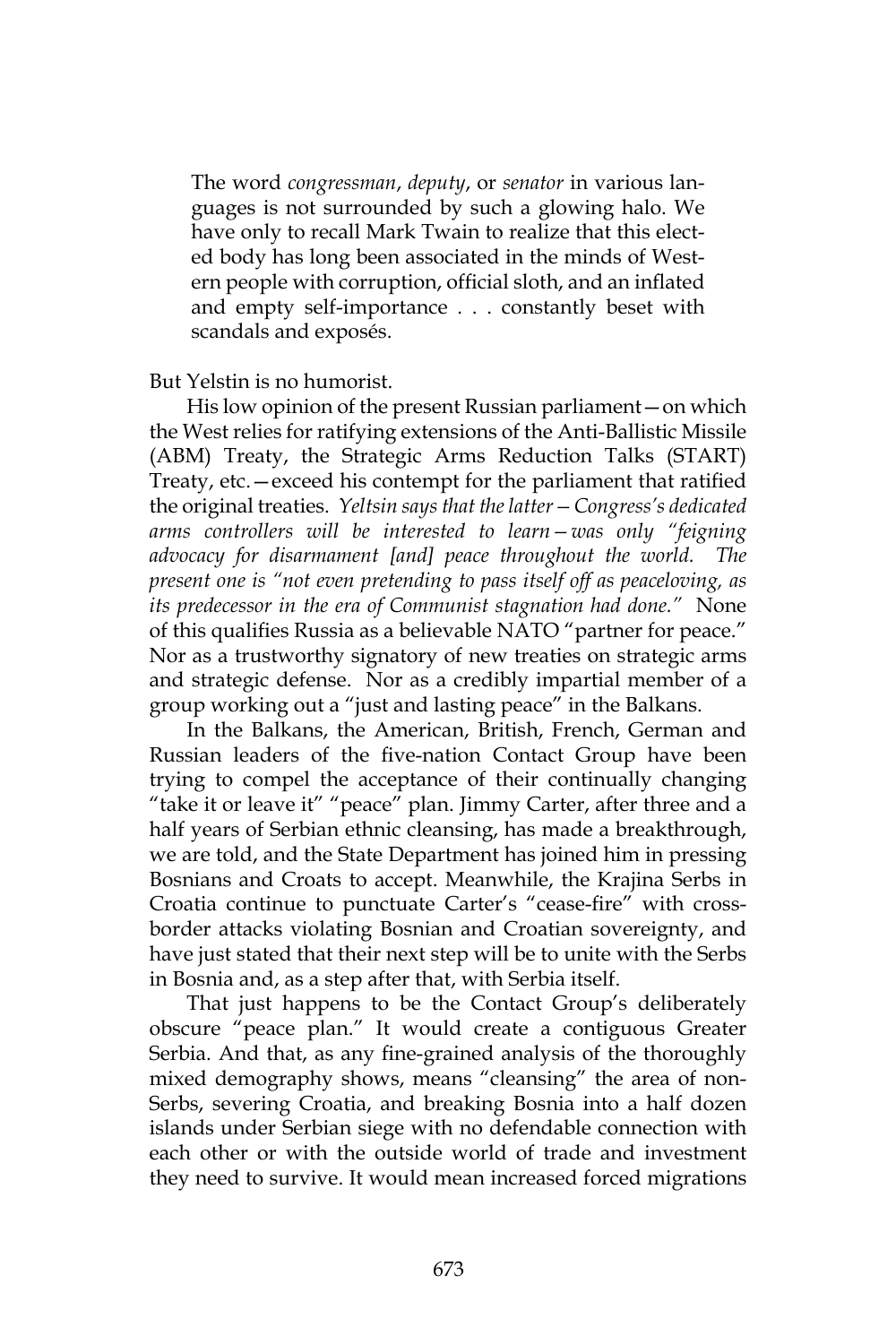> The word *congressman*, *deputy*, or *senator* in various languages is not surrounded by such a glowing halo. We have only to recall Mark Twain to realize that this elected body has long been associated in the minds of Western people with corruption, official sloth, and an inflated and empty self-importance . . . constantly beset with scandals and exposés.

But Yelstin is no humorist.

His low opinion of the present Russian parliament—on which the West relies for ratifying extensions of the Anti-Ballistic Missile (ABM) Treaty, the Strategic Arms Reduction Talks (START) Treaty, etc.—exceed his contempt for the parliament that ratified the original treaties. *Yeltsin says that the latter—Congress's dedicated arms controllers will be interested to learn—was only "feigning advocacy for disarmament [and] peace throughout the world. The present one is "not even pretending to pass itself off as peaceloving, as its predecessor in the era of Communist stagnation had done."* None of this qualifies Russia as a believable NATO "partner for peace." Nor as a trustworthy signatory of new treaties on strategic arms and strategic defense. Nor as a credibly impartial member of a group working out a "just and lasting peace" in the Balkans.

In the Balkans, the American, British, French, German and Russian leaders of the five-nation Contact Group have been trying to compel the acceptance of their continually changing "take it or leave it" "peace" plan. Jimmy Carter, after three and a half years of Serbian ethnic cleansing, has made a breakthrough, we are told, and the State Department has joined him in pressing Bosnians and Croats to accept. Meanwhile, the Krajina Serbs in Croatia continue to punctuate Carter's "cease-fire" with cross-border attacks violating Bosnian and Croatian sovereignty, and have just stated that their next step will be to unite with the Serbs in Bosnia and, as a step after that, with Serbia itself.

That just happens to be the Contact Group's deliberately obscure "peace plan." It would create a contiguous Greater Serbia. And that, as any fine-grained analysis of the thoroughly mixed demography shows, means "cleansing" the area of non-Serbs, severing Croatia, and breaking Bosnia into a half dozen islands under Serbian siege with no defendable connection with each other or with the outside world of trade and investment they need to survive. It would mean increased forced migrations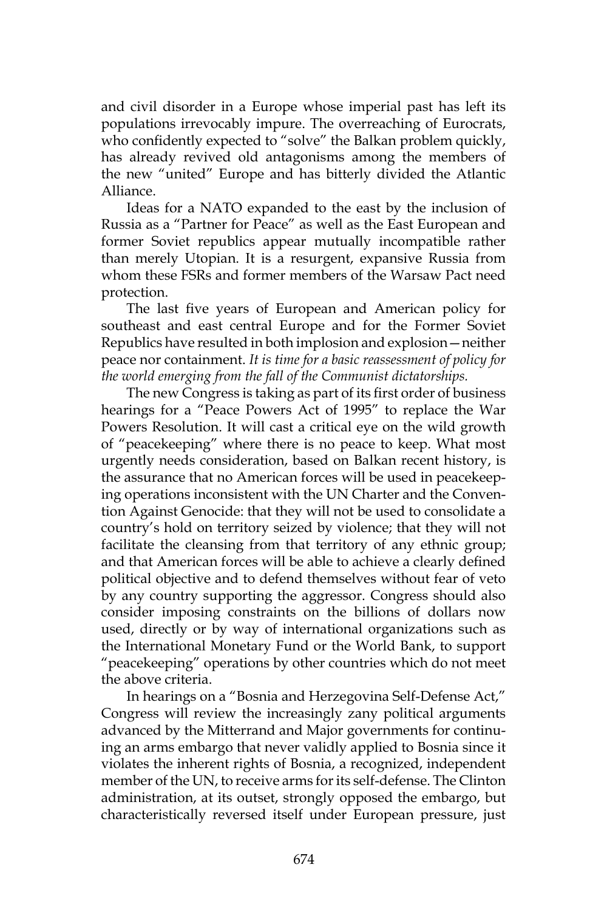and civil disorder in a Europe whose imperial past has left its populations irrevocably impure. The overreaching of Eurocrats, who confidently expected to "solve" the Balkan problem quickly, has already revived old antagonisms among the members of the new "united" Europe and has bitterly divided the Atlantic Alliance.

Ideas for a NATO expanded to the east by the inclusion of Russia as a "Partner for Peace" as well as the East European and former Soviet republics appear mutually incompatible rather than merely Utopian. It is a resurgent, expansive Russia from whom these FSRs and former members of the Warsaw Pact need protection.

The last five years of European and American policy for southeast and east central Europe and for the Former Soviet Republics have resulted in both implosion and explosion—neither peace nor containment. *It is time for a basic reassessment of policy for the world emerging from the fall of the Communist dictatorships.*

The new Congress is taking as part of its first order of business hearings for a "Peace Powers Act of 1995" to replace the War Powers Resolution. It will cast a critical eye on the wild growth of "peacekeeping" where there is no peace to keep. What most urgently needs consideration, based on Balkan recent history, is the assurance that no American forces will be used in peacekeeping operations inconsistent with the UN Charter and the Convention Against Genocide: that they will not be used to consolidate a country's hold on territory seized by violence; that they will not facilitate the cleansing from that territory of any ethnic group; and that American forces will be able to achieve a clearly defined political objective and to defend themselves without fear of veto by any country supporting the aggressor. Congress should also consider imposing constraints on the billions of dollars now used, directly or by way of international organizations such as the International Monetary Fund or the World Bank, to support "peacekeeping" operations by other countries which do not meet the above criteria.

In hearings on a "Bosnia and Herzegovina Self-Defense Act," Congress will review the increasingly zany political arguments advanced by the Mitterrand and Major governments for continuing an arms embargo that never validly applied to Bosnia since it violates the inherent rights of Bosnia, a recognized, independent member of the UN, to receive arms for its self-defense. The Clinton administration, at its outset, strongly opposed the embargo, but characteristically reversed itself under European pressure, just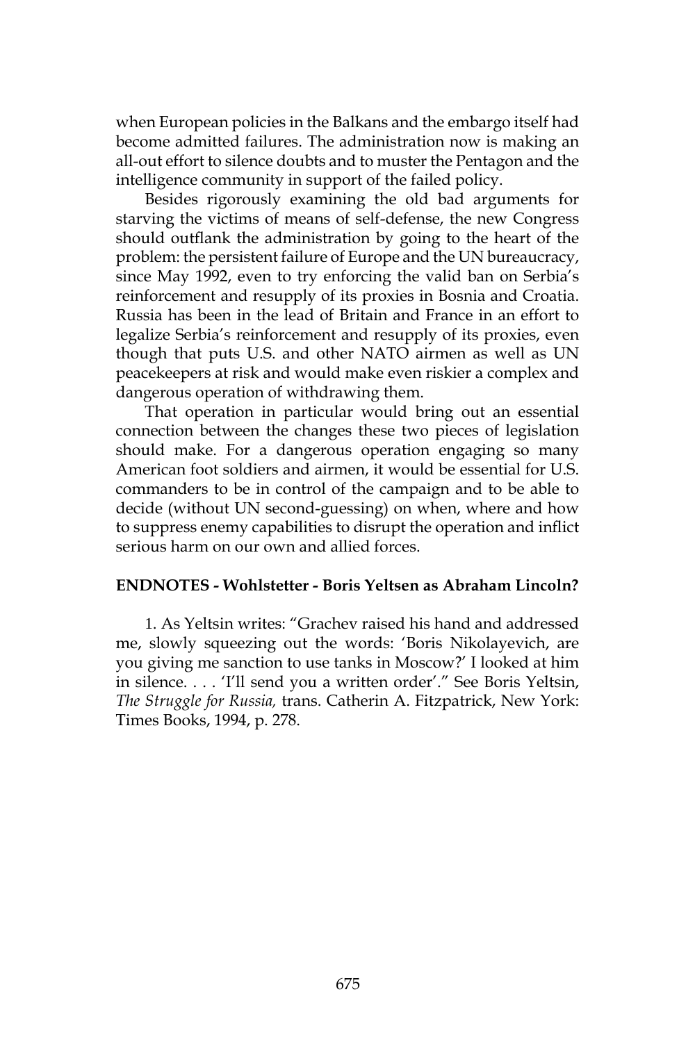when European policies in the Balkans and the embargo itself had become admitted failures. The administration now is making an all-out effort to silence doubts and to muster the Pentagon and the intelligence community in support of the failed policy.

Besides rigorously examining the old bad arguments for starving the victims of means of self-defense, the new Congress should outflank the administration by going to the heart of the problem: the persistent failure of Europe and the UN bureaucracy, since May 1992, even to try enforcing the valid ban on Serbia's reinforcement and resupply of its proxies in Bosnia and Croatia. Russia has been in the lead of Britain and France in an effort to legalize Serbia's reinforcement and resupply of its proxies, even though that puts U.S. and other NATO airmen as well as UN peacekeepers at risk and would make even riskier a complex and dangerous operation of withdrawing them.

That operation in particular would bring out an essential connection between the changes these two pieces of legislation should make. For a dangerous operation engaging so many American foot soldiers and airmen, it would be essential for U.S. commanders to be in control of the campaign and to be able to decide (without UN second-guessing) on when, where and how to suppress enemy capabilities to disrupt the operation and inflict serious harm on our own and allied forces.

**ENDNOTES - Wohlstetter - Boris Yeltsen as Abraham Lincoln?**

1. As Yeltsin writes: "Grachev raised his hand and addressed me, slowly squeezing out the words: 'Boris Nikolayevich, are you giving me sanction to use tanks in Moscow?' I looked at him in silence. . . . 'I'll send you a written order'." See Boris Yeltsin, *The Struggle for Russia,* trans. Catherin A. Fitzpatrick, New York: Times Books, 1994, p. 278.